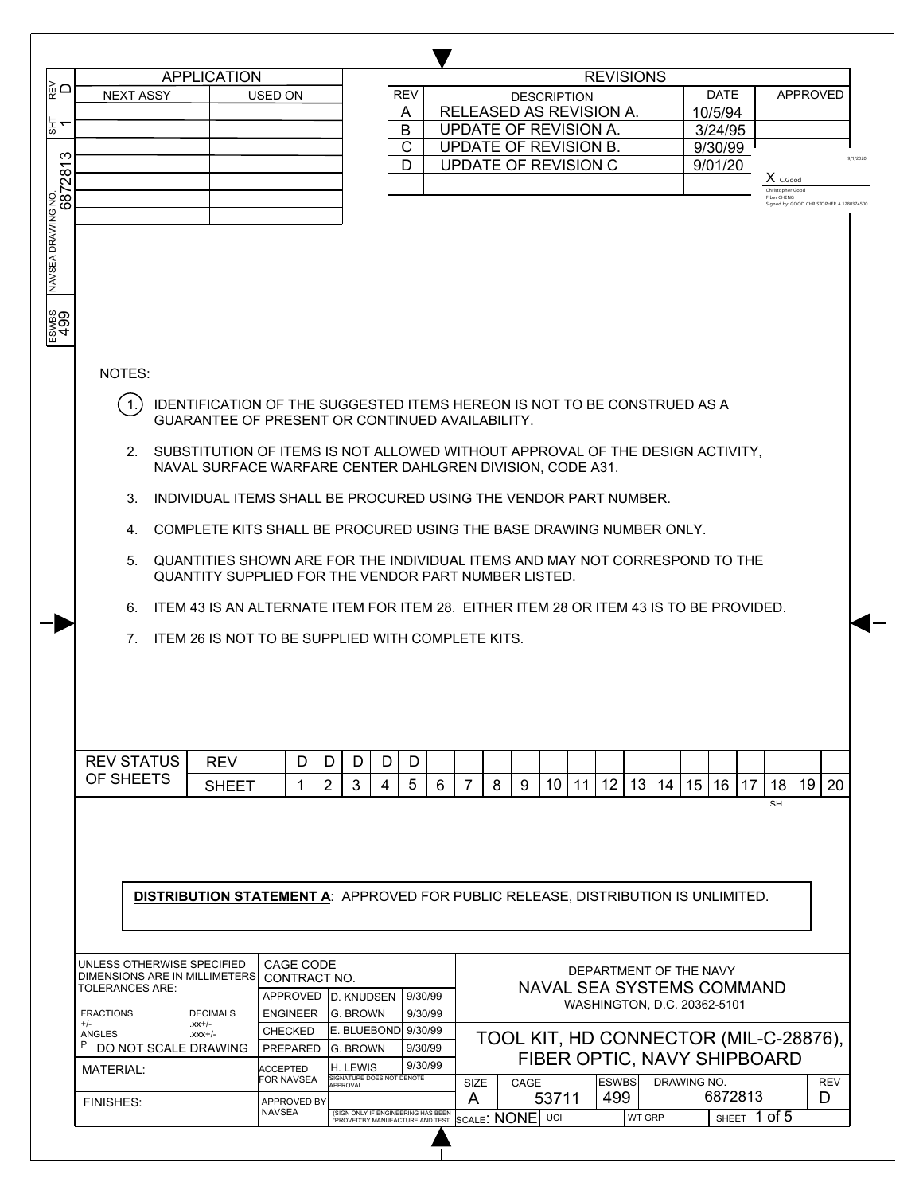| REV | D |
|---|---|
| SHT | 1 |
| NAVSEA DRAWING NO. | 6872813 |
| ESWBS | 499 |

| APPLICATION | |
|---|---|
| NEXT ASSY | USED ON |
| | |
| | |
| | |
| | |
| | |

| REVISIONS | | | |
|---|---|---|---|
| REV | DESCRIPTION | DATE | APPROVED |
| A | RELEASED AS REVISION A. | 10/5/94 | |
| B | UPDATE OF REVISION A. | 3/24/95 | |
| C | UPDATE OF REVISION B. | 9/30/99 | |
| D | UPDATE OF REVISION C | 9/01/20 | X C.Good 9/1/2020 Christopher Good Fiber CHENG Signed by: GOOD.CHRISTOPHER.A.1280374500 |
| | | | |

NOTES:

1. IDENTIFICATION OF THE SUGGESTED ITEMS HEREON IS NOT TO BE CONSTRUED AS A GUARANTEE OF PRESENT OR CONTINUED AVAILABILITY.
2. SUBSTITUTION OF ITEMS IS NOT ALLOWED WITHOUT APPROVAL OF THE DESIGN ACTIVITY, NAVAL SURFACE WARFARE CENTER DAHLGREN DIVISION, CODE A31.
3. INDIVIDUAL ITEMS SHALL BE PROCURED USING THE VENDOR PART NUMBER.
4. COMPLETE KITS SHALL BE PROCURED USING THE BASE DRAWING NUMBER ONLY.
5. QUANTITIES SHOWN ARE FOR THE INDIVIDUAL ITEMS AND MAY NOT CORRESPOND TO THE QUANTITY SUPPLIED FOR THE VENDOR PART NUMBER LISTED.
6. ITEM 43 IS AN ALTERNATE ITEM FOR ITEM 28. EITHER ITEM 28 OR ITEM 43 IS TO BE PROVIDED.
7. ITEM 26 IS NOT TO BE SUPPLIED WITH COMPLETE KITS.

| REV STATUS OF SHEETS | REV | D | D | D | D | D | | | | | | | | | | | | | | | |
|---|---|---|---|---|---|---|---|---|---|---|---|---|---|---|---|---|---|---|---|---|---|
| | SHEET | 1 | 2 | 3 | 4 | 5 | 6 | 7 | 8 | 9 | 10 | 11 | 12 | 13 | 14 | 15 | 16 | 17 | 18 | 19 | 20 |

**DISTRIBUTION STATEMENT A**: APPROVED FOR PUBLIC RELEASE, DISTRIBUTION IS UNLIMITED.

| UNLESS OTHERWISE SPECIFIED DIMENSIONS ARE IN MILLIMETERS TOLERANCES ARE: | CAGE CODE CONTRACT NO. | | | DEPARTMENT OF THE NAVY NAVAL SEA SYSTEMS COMMAND WASHINGTON, D.C. 20362-5101 |
|---|---|---|---|---|
| | APPROVED | D. KNUDSEN | 9/30/99 | |
| FRACTIONS +/- DECIMALS .xx+/- | ENGINEER | G. BROWN | 9/30/99 | |
| ANGLES .xxx+/- | CHECKED | E. BLUEBOND | 9/30/99 | TOOL KIT, HD CONNECTOR (MIL-C-28876), FIBER OPTIC, NAVY SHIPBOARD |
| DO NOT SCALE DRAWING | PREPARED | G. BROWN | 9/30/99 | |
| MATERIAL: | ACCEPTED FOR NAVSEA | H. LEWIS (SIGNATURE DOES NOT DENOTE APPROVAL) | 9/30/99 | SIZE: A; CAGE: 53711; ESWBS: 499; DRAWING NO.: 6872813; REV: D |
| FINISHES: | APPROVED BY NAVSEA | (SIGN ONLY IF ENGINEERING HAS BEEN "PROVED" BY MANUFACTURE AND TEST) | | SCALE: NONE; UCI; WT GRP; SHEET 1 of 5 |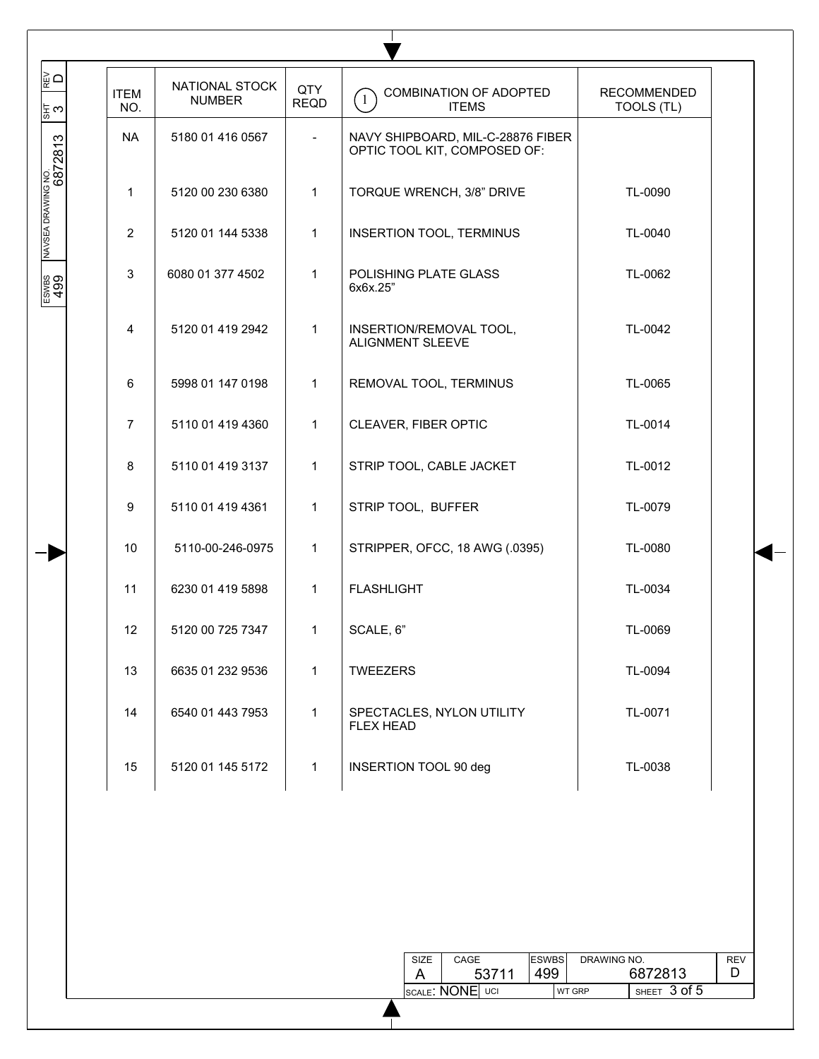| ITEM NO. | NATIONAL STOCK NUMBER | QTY REQD | (1) COMBINATION OF ADOPTED ITEMS | RECOMMENDED TOOLS (TL) |
|---|---|---|---|---|
| NA | 5180 01 416 0567 | - | NAVY SHIPBOARD, MIL-C-28876 FIBER OPTIC TOOL KIT, COMPOSED OF: | |
| 1 | 5120 00 230 6380 | 1 | TORQUE WRENCH, 3/8" DRIVE | TL-0090 |
| 2 | 5120 01 144 5338 | 1 | INSERTION TOOL, TERMINUS | TL-0040 |
| 3 | 6080 01 377 4502 | 1 | POLISHING PLATE GLASS 6x6x.25" | TL-0062 |
| 4 | 5120 01 419 2942 | 1 | INSERTION/REMOVAL TOOL, ALIGNMENT SLEEVE | TL-0042 |
| 6 | 5998 01 147 0198 | 1 | REMOVAL TOOL, TERMINUS | TL-0065 |
| 7 | 5110 01 419 4360 | 1 | CLEAVER, FIBER OPTIC | TL-0014 |
| 8 | 5110 01 419 3137 | 1 | STRIP TOOL, CABLE JACKET | TL-0012 |
| 9 | 5110 01 419 4361 | 1 | STRIP TOOL, BUFFER | TL-0079 |
| 10 | 5110-00-246-0975 | 1 | STRIPPER, OFCC, 18 AWG (.0395) | TL-0080 |
| 11 | 6230 01 419 5898 | 1 | FLASHLIGHT | TL-0034 |
| 12 | 5120 00 725 7347 | 1 | SCALE, 6" | TL-0069 |
| 13 | 6635 01 232 9536 | 1 | TWEEZERS | TL-0094 |
| 14 | 6540 01 443 7953 | 1 | SPECTACLES, NYLON UTILITY FLEX HEAD | TL-0071 |
| 15 | 5120 01 145 5172 | 1 | INSERTION TOOL 90 deg | TL-0038 |

| SIZE | CAGE | ESWBS | DRAWING NO. | REV |
|---|---|---|---|---|
| A | 53711 | 499 | 6872813 | D |
| SCALE: NONE | UCI | | WT GRP | SHEET 3 of 5 |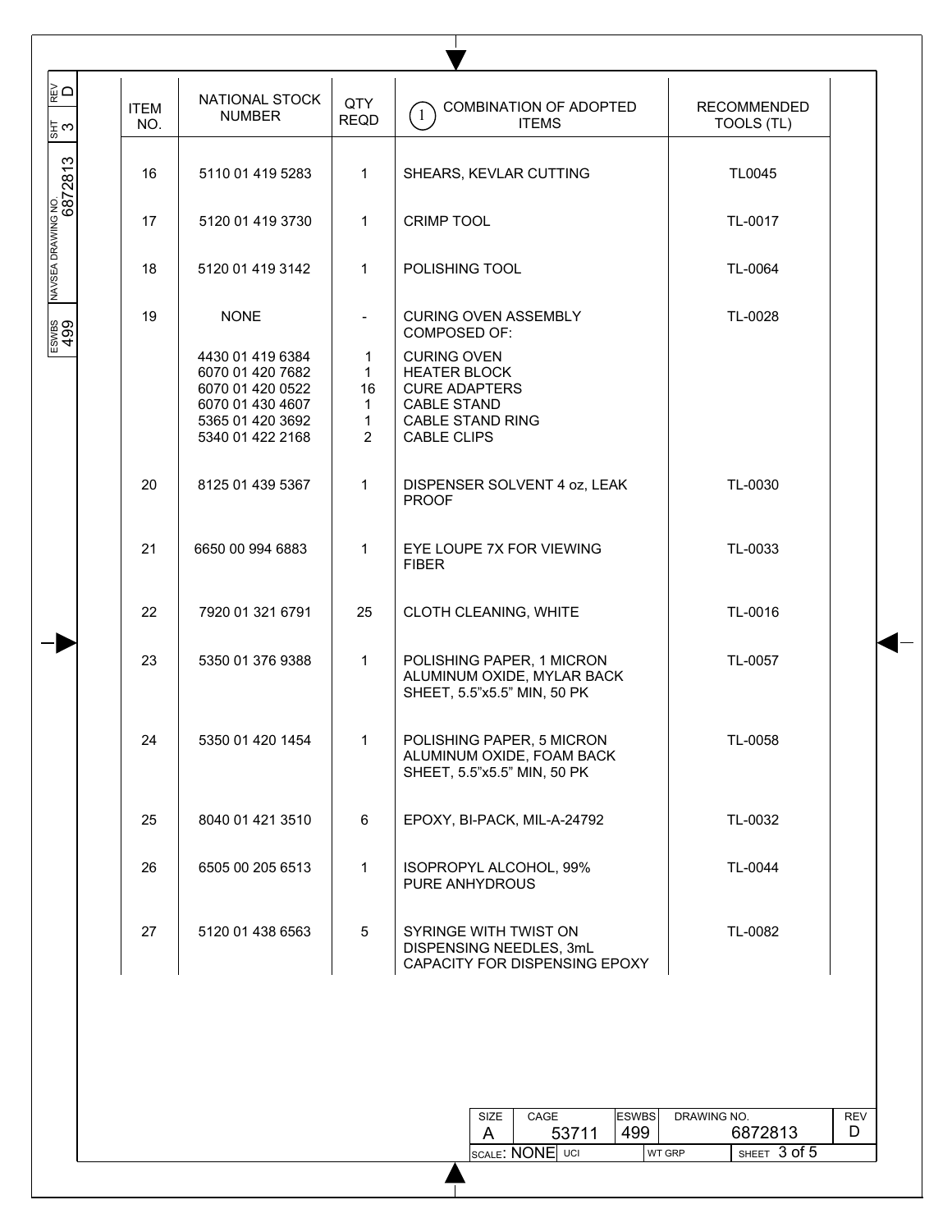| ITEM NO. | NATIONAL STOCK NUMBER | QTY REQD | (1) COMBINATION OF ADOPTED ITEMS | RECOMMENDED TOOLS (TL) |
|---|---|---|---|---|
| 16 | 5110 01 419 5283 | 1 | SHEARS, KEVLAR CUTTING | TL0045 |
| 17 | 5120 01 419 3730 | 1 | CRIMP TOOL | TL-0017 |
| 18 | 5120 01 419 3142 | 1 | POLISHING TOOL | TL-0064 |
| 19 | NONE | - | CURING OVEN ASSEMBLY COMPOSED OF: | TL-0028 |
| | 4430 01 419 6384 | 1 | CURING OVEN | |
| | 6070 01 420 7682 | 1 | HEATER BLOCK | |
| | 6070 01 420 0522 | 16 | CURE ADAPTERS | |
| | 6070 01 430 4607 | 1 | CABLE STAND | |
| | 5365 01 420 3692 | 1 | CABLE STAND RING | |
| | 5340 01 422 2168 | 2 | CABLE CLIPS | |
| 20 | 8125 01 439 5367 | 1 | DISPENSER SOLVENT 4 oz, LEAK PROOF | TL-0030 |
| 21 | 6650 00 994 6883 | 1 | EYE LOUPE 7X FOR VIEWING FIBER | TL-0033 |
| 22 | 7920 01 321 6791 | 25 | CLOTH CLEANING, WHITE | TL-0016 |
| 23 | 5350 01 376 9388 | 1 | POLISHING PAPER, 1 MICRON ALUMINUM OXIDE, MYLAR BACK SHEET, 5.5"x5.5" MIN, 50 PK | TL-0057 |
| 24 | 5350 01 420 1454 | 1 | POLISHING PAPER, 5 MICRON ALUMINUM OXIDE, FOAM BACK SHEET, 5.5"x5.5" MIN, 50 PK | TL-0058 |
| 25 | 8040 01 421 3510 | 6 | EPOXY, BI-PACK, MIL-A-24792 | TL-0032 |
| 26 | 6505 00 205 6513 | 1 | ISOPROPYL ALCOHOL, 99% PURE ANHYDROUS | TL-0044 |
| 27 | 5120 01 438 6563 | 5 | SYRINGE WITH TWIST ON DISPENSING NEEDLES, 3mL CAPACITY FOR DISPENSING EPOXY | TL-0082 |

| SIZE | CAGE | ESWBS | DRAWING NO. | REV |
|---|---|---|---|---|
| A | 53711 | 499 | 6872813 | D |
| SCALE: NONE | UCI | | WT GRP | SHEET 3 of 5 |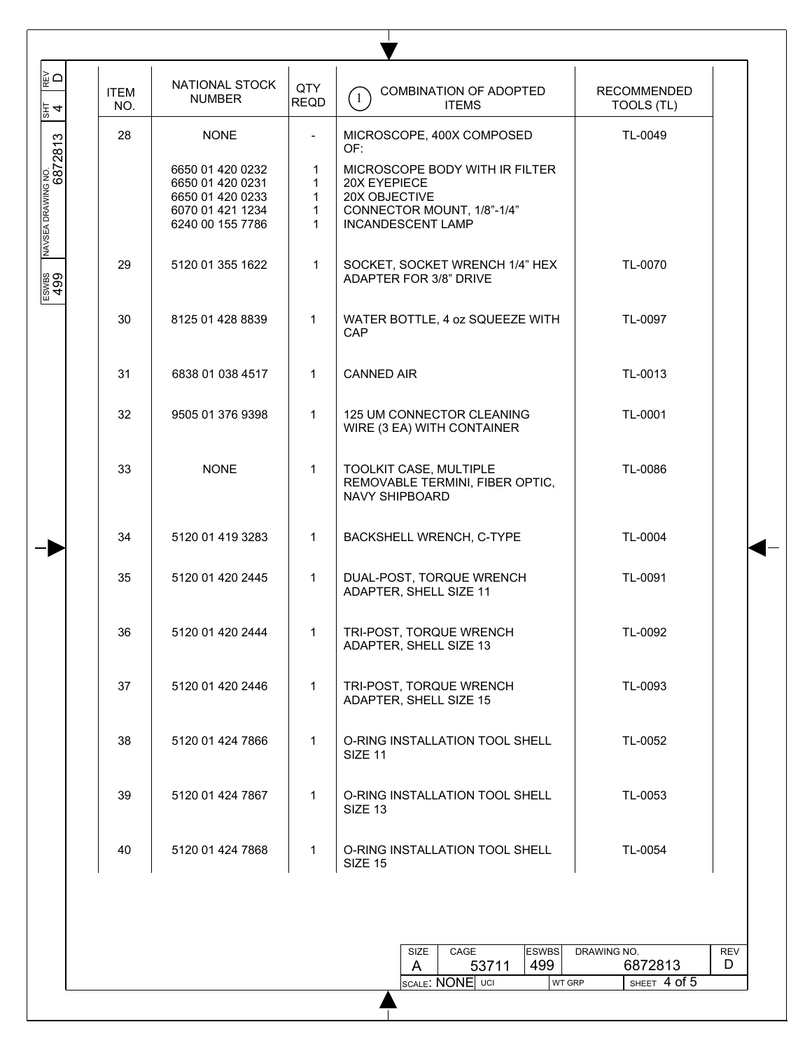| ITEM NO. | NATIONAL STOCK NUMBER | QTY REQD | (1) COMBINATION OF ADOPTED ITEMS | RECOMMENDED TOOLS (TL) |
|---|---|---|---|---|
| 28 | NONE | - | MICROSCOPE, 400X COMPOSED OF: | TL-0049 |
| | 6650 01 420 0232 | 1 | MICROSCOPE BODY WITH IR FILTER | |
| | 6650 01 420 0231 | 1 | 20X EYEPIECE | |
| | 6650 01 420 0233 | 1 | 20X OBJECTIVE | |
| | 6070 01 421 1234 | 1 | CONNECTOR MOUNT, 1/8"-1/4" | |
| | 6240 00 155 7786 | 1 | INCANDESCENT LAMP | |
| 29 | 5120 01 355 1622 | 1 | SOCKET, SOCKET WRENCH 1/4" HEX ADAPTER FOR 3/8" DRIVE | TL-0070 |
| 30 | 8125 01 428 8839 | 1 | WATER BOTTLE, 4 oz SQUEEZE WITH CAP | TL-0097 |
| 31 | 6838 01 038 4517 | 1 | CANNED AIR | TL-0013 |
| 32 | 9505 01 376 9398 | 1 | 125 UM CONNECTOR CLEANING WIRE (3 EA) WITH CONTAINER | TL-0001 |
| 33 | NONE | 1 | TOOLKIT CASE, MULTIPLE REMOVABLE TERMINI, FIBER OPTIC, NAVY SHIPBOARD | TL-0086 |
| 34 | 5120 01 419 3283 | 1 | BACKSHELL WRENCH, C-TYPE | TL-0004 |
| 35 | 5120 01 420 2445 | 1 | DUAL-POST, TORQUE WRENCH ADAPTER, SHELL SIZE 11 | TL-0091 |
| 36 | 5120 01 420 2444 | 1 | TRI-POST, TORQUE WRENCH ADAPTER, SHELL SIZE 13 | TL-0092 |
| 37 | 5120 01 420 2446 | 1 | TRI-POST, TORQUE WRENCH ADAPTER, SHELL SIZE 15 | TL-0093 |
| 38 | 5120 01 424 7866 | 1 | O-RING INSTALLATION TOOL SHELL SIZE 11 | TL-0052 |
| 39 | 5120 01 424 7867 | 1 | O-RING INSTALLATION TOOL SHELL SIZE 13 | TL-0053 |
| 40 | 5120 01 424 7868 | 1 | O-RING INSTALLATION TOOL SHELL SIZE 15 | TL-0054 |

| SIZE | CAGE | ESWBS | DRAWING NO. | REV |
|---|---|---|---|---|
| A | 53711 | 499 | 6872813 | D |
| SCALE: NONE | UCI | | WT GRP | SHEET 4 of 5 |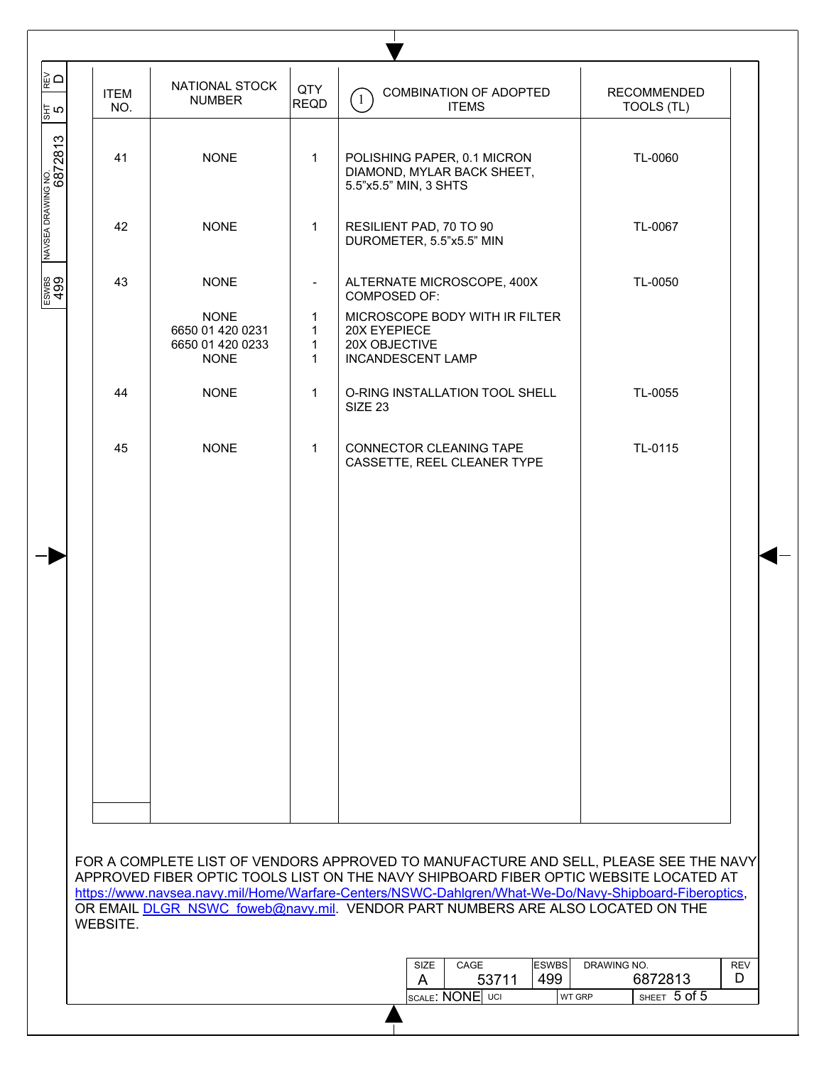| ITEM NO. | NATIONAL STOCK NUMBER | QTY REQD | (1) COMBINATION OF ADOPTED ITEMS | RECOMMENDED TOOLS (TL) |
|---|---|---|---|---|
| 41 | NONE | 1 | POLISHING PAPER, 0.1 MICRON DIAMOND, MYLAR BACK SHEET, 5.5"x5.5" MIN, 3 SHTS | TL-0060 |
| 42 | NONE | 1 | RESILIENT PAD, 70 TO 90 DUROMETER, 5.5"x5.5" MIN | TL-0067 |
| 43 | NONE | - | ALTERNATE MICROSCOPE, 400X COMPOSED OF: | TL-0050 |
| | NONE | 1 | MICROSCOPE BODY WITH IR FILTER | |
| | 6650 01 420 0231 | 1 | 20X EYEPIECE | |
| | 6650 01 420 0233 | 1 | 20X OBJECTIVE | |
| | NONE | 1 | INCANDESCENT LAMP | |
| 44 | NONE | 1 | O-RING INSTALLATION TOOL SHELL SIZE 23 | TL-0055 |
| 45 | NONE | 1 | CONNECTOR CLEANING TAPE CASSETTE, REEL CLEANER TYPE | TL-0115 |

FOR A COMPLETE LIST OF VENDORS APPROVED TO MANUFACTURE AND SELL, PLEASE SEE THE NAVY APPROVED FIBER OPTIC TOOLS LIST ON THE NAVY SHIPBOARD FIBER OPTIC WEBSITE LOCATED AT https://www.navsea.navy.mil/Home/Warfare-Centers/NSWC-Dahlgren/What-We-Do/Navy-Shipboard-Fiberoptics, OR EMAIL DLGR_NSWC_foweb@navy.mil. VENDOR PART NUMBERS ARE ALSO LOCATED ON THE WEBSITE.

| SIZE | CAGE | ESWBS | DRAWING NO. | REV |
|---|---|---|---|---|
| A | 53711 | 499 | 6872813 | D |
| SCALE: NONE | UCI | WT GRP | SHEET 5 of 5 | |